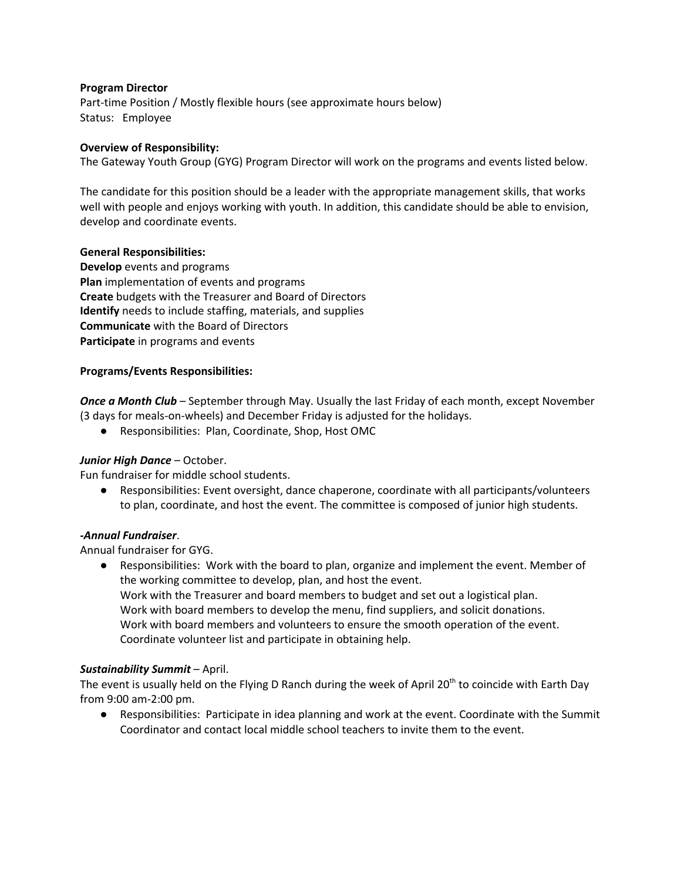**Program Director**
Part-time Position / Mostly flexible hours (see approximate hours below)
Status: Employee

**Overview of Responsibility:**
The Gateway Youth Group (GYG) Program Director will work on the programs and events listed below.

The candidate for this position should be a leader with the appropriate management skills, that works well with people and enjoys working with youth. In addition, this candidate should be able to envision, develop and coordinate events.

**General Responsibilities:**
**Develop** events and programs
**Plan** implementation of events and programs
**Create** budgets with the Treasurer and Board of Directors
**Identify** needs to include staffing, materials, and supplies
**Communicate** with the Board of Directors
**Participate** in programs and events

**Programs/Events Responsibilities:**

***Once a Month Club*** – September through May. Usually the last Friday of each month, except November (3 days for meals-on-wheels) and December Friday is adjusted for the holidays.

- Responsibilities: Plan, Coordinate, Shop, Host OMC

***Junior High Dance*** – October.
Fun fundraiser for middle school students.

- Responsibilities: Event oversight, dance chaperone, coordinate with all participants/volunteers to plan, coordinate, and host the event. The committee is composed of junior high students.

***-Annual Fundraiser***.
Annual fundraiser for GYG.

- Responsibilities: Work with the board to plan, organize and implement the event. Member of the working committee to develop, plan, and host the event.
  Work with the Treasurer and board members to budget and set out a logistical plan.
  Work with board members to develop the menu, find suppliers, and solicit donations.
  Work with board members and volunteers to ensure the smooth operation of the event.
  Coordinate volunteer list and participate in obtaining help.

***Sustainability Summit*** – April.
The event is usually held on the Flying D Ranch during the week of April 20th to coincide with Earth Day from 9:00 am-2:00 pm.

- Responsibilities: Participate in idea planning and work at the event. Coordinate with the Summit Coordinator and contact local middle school teachers to invite them to the event.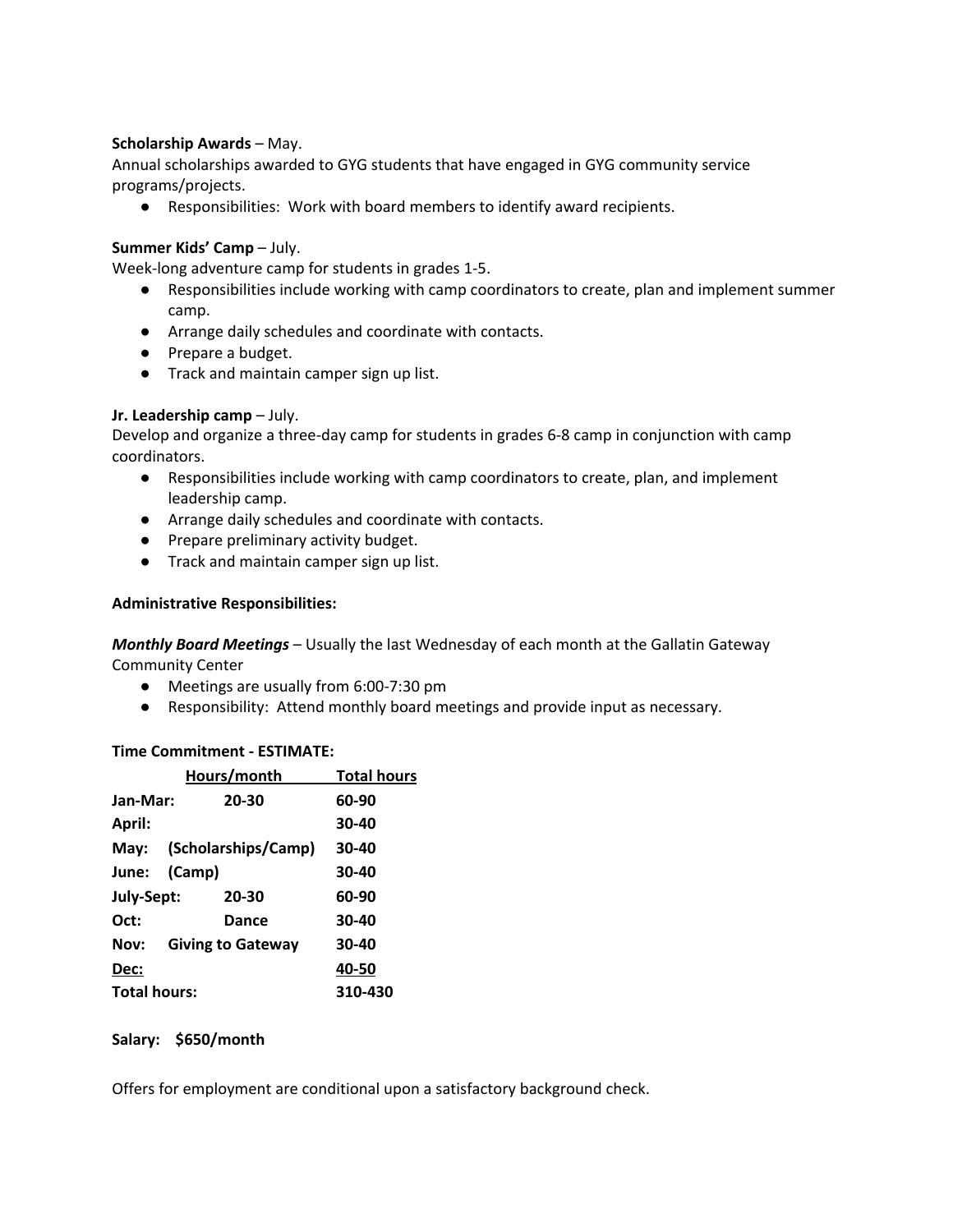**Scholarship Awards** – May.
Annual scholarships awarded to GYG students that have engaged in GYG community service programs/projects.

- Responsibilities: Work with board members to identify award recipients.

**Summer Kids' Camp** – July.
Week-long adventure camp for students in grades 1-5.

- Responsibilities include working with camp coordinators to create, plan and implement summer camp.
- Arrange daily schedules and coordinate with contacts.
- Prepare a budget.
- Track and maintain camper sign up list.

**Jr. Leadership camp** – July.
Develop and organize a three-day camp for students in grades 6-8 camp in conjunction with camp coordinators.

- Responsibilities include working with camp coordinators to create, plan, and implement leadership camp.
- Arrange daily schedules and coordinate with contacts.
- Prepare preliminary activity budget.
- Track and maintain camper sign up list.

**Administrative Responsibilities:**

***Monthly Board Meetings*** – Usually the last Wednesday of each month at the Gallatin Gateway Community Center

- Meetings are usually from 6:00-7:30 pm
- Responsibility: Attend monthly board meetings and provide input as necessary.

**Time Commitment - ESTIMATE:**

| | Hours/month | Total hours |
|---|---|---|
| **Jan-Mar:** | **20-30** | **60-90** |
| **April:** | | **30-40** |
| **May:** | **(Scholarships/Camp)** | **30-40** |
| **June:** | **(Camp)** | **30-40** |
| **July-Sept:** | **20-30** | **60-90** |
| **Oct:** | **Dance** | **30-40** |
| **Nov:** | **Giving to Gateway** | **30-40** |
| **Dec:** | | **40-50** |
| **Total hours:** | | **310-430** |

**Salary: $650/month**

Offers for employment are conditional upon a satisfactory background check.